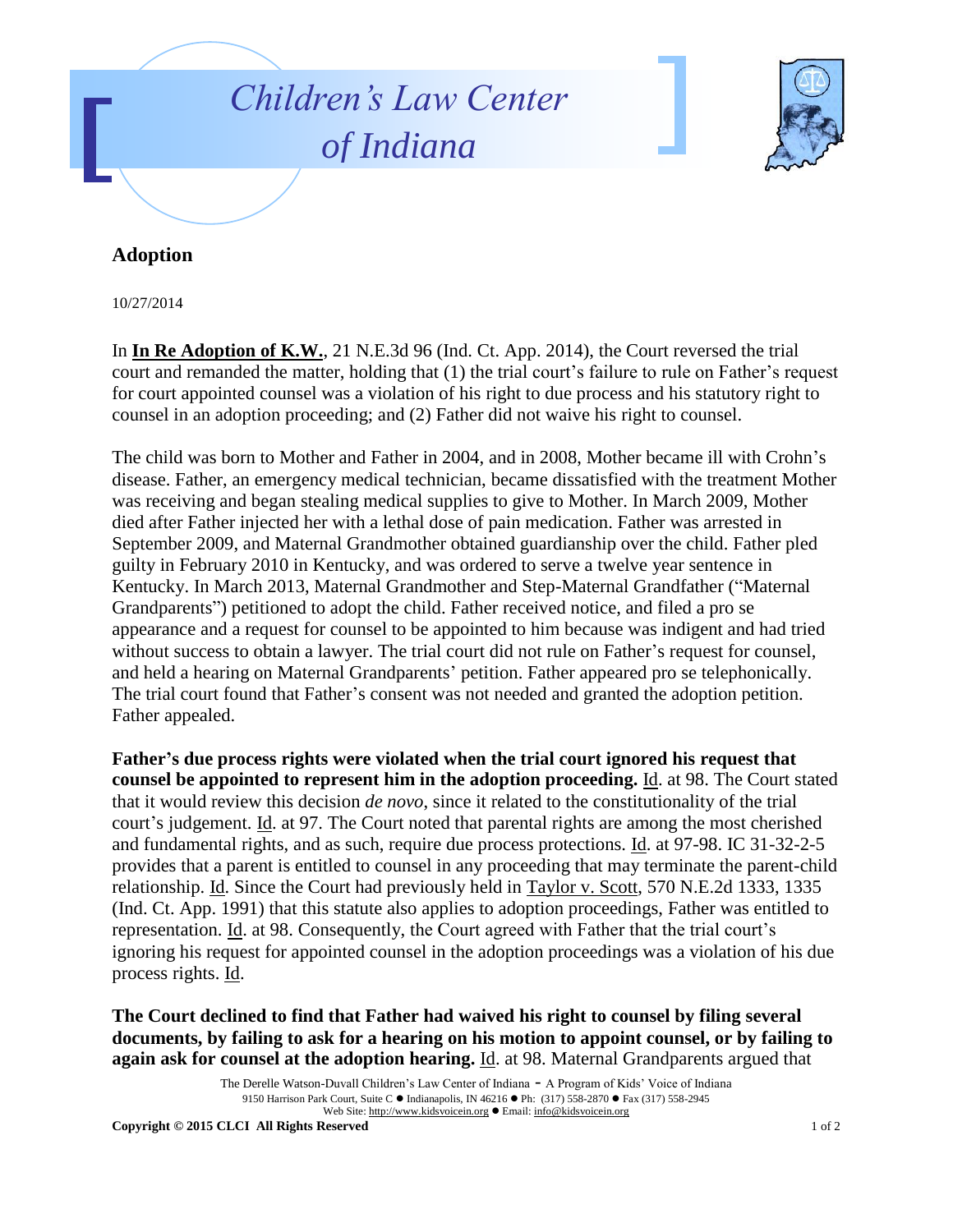# Children's Law Center of Indiana

## Adoption

10/27/2014

In **In Re Adoption of K.W.**, 21 N.E.3d 96 (Ind. Ct. App. 2014), the Court reversed the trial court and remanded the matter, holding that (1) the trial court's failure to rule on Father's request for court appointed counsel was a violation of his right to due process and his statutory right to counsel in an adoption proceeding; and (2) Father did not waive his right to counsel.

The child was born to Mother and Father in 2004, and in 2008, Mother became ill with Crohn's disease. Father, an emergency medical technician, became dissatisfied with the treatment Mother was receiving and began stealing medical supplies to give to Mother. In March 2009, Mother died after Father injected her with a lethal dose of pain medication. Father was arrested in September 2009, and Maternal Grandmother obtained guardianship over the child. Father pled guilty in February 2010 in Kentucky, and was ordered to serve a twelve year sentence in Kentucky. In March 2013, Maternal Grandmother and Step-Maternal Grandfather ("Maternal Grandparents") petitioned to adopt the child. Father received notice, and filed a pro se appearance and a request for counsel to be appointed to him because was indigent and had tried without success to obtain a lawyer. The trial court did not rule on Father's request for counsel, and held a hearing on Maternal Grandparents' petition. Father appeared pro se telephonically. The trial court found that Father's consent was not needed and granted the adoption petition. Father appealed.

**Father's due process rights were violated when the trial court ignored his request that counsel be appointed to represent him in the adoption proceeding.** Id. at 98. The Court stated that it would review this decision *de novo*, since it related to the constitutionality of the trial court's judgement. Id. at 97. The Court noted that parental rights are among the most cherished and fundamental rights, and as such, require due process protections. Id. at 97-98. IC 31-32-2-5 provides that a parent is entitled to counsel in any proceeding that may terminate the parent-child relationship. Id. Since the Court had previously held in Taylor v. Scott, 570 N.E.2d 1333, 1335 (Ind. Ct. App. 1991) that this statute also applies to adoption proceedings, Father was entitled to representation. Id. at 98. Consequently, the Court agreed with Father that the trial court's ignoring his request for appointed counsel in the adoption proceedings was a violation of his due process rights. Id.

**The Court declined to find that Father had waived his right to counsel by filing several documents, by failing to ask for a hearing on his motion to appoint counsel, or by failing to again ask for counsel at the adoption hearing.** Id. at 98. Maternal Grandparents argued that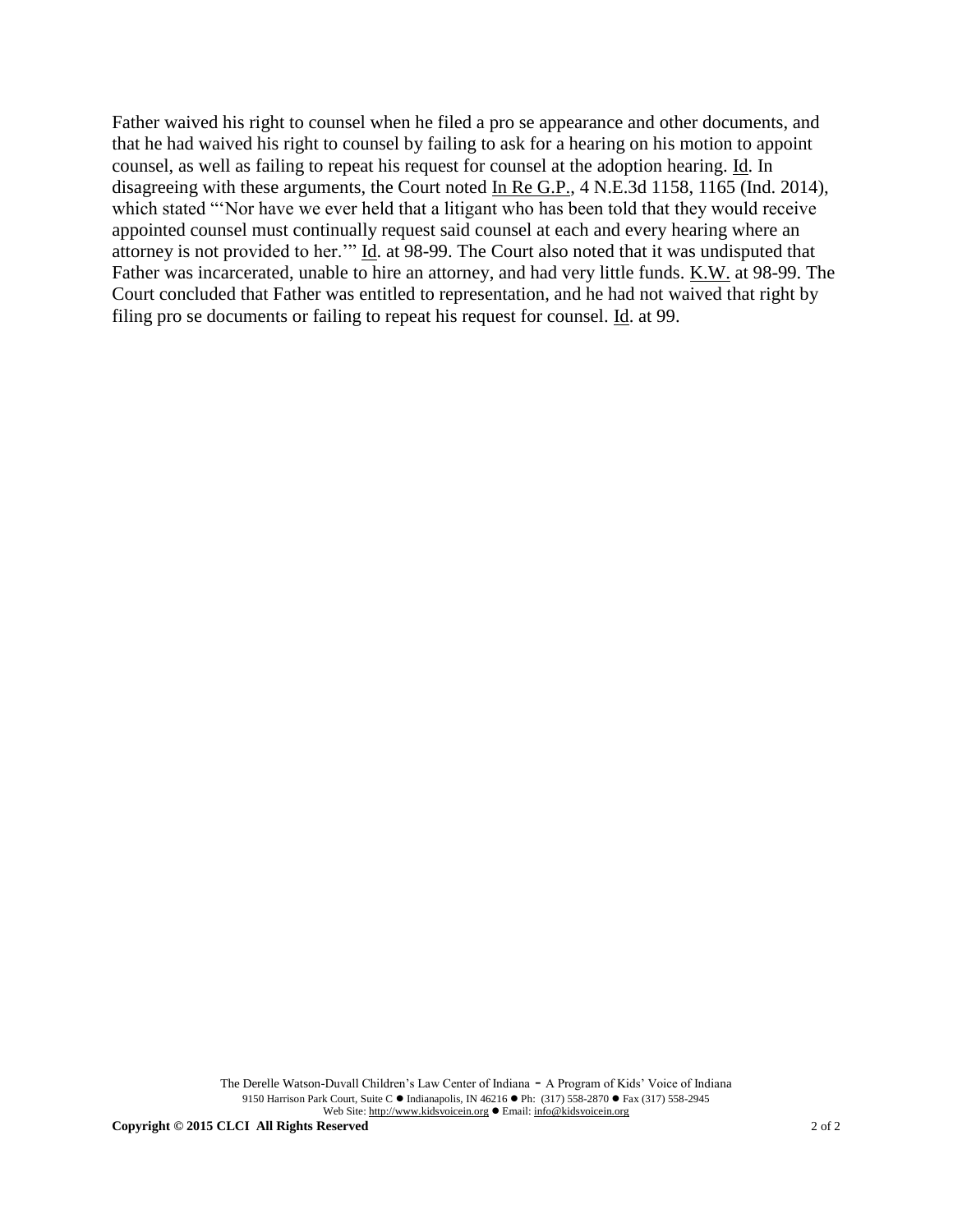Father waived his right to counsel when he filed a pro se appearance and other documents, and that he had waived his right to counsel by failing to ask for a hearing on his motion to appoint counsel, as well as failing to repeat his request for counsel at the adoption hearing. Id. In disagreeing with these arguments, the Court noted In Re G.P., 4 N.E.3d 1158, 1165 (Ind. 2014), which stated "'Nor have we ever held that a litigant who has been told that they would receive appointed counsel must continually request said counsel at each and every hearing where an attorney is not provided to her.'" Id. at 98-99. The Court also noted that it was undisputed that Father was incarcerated, unable to hire an attorney, and had very little funds. K.W. at 98-99. The Court concluded that Father was entitled to representation, and he had not waived that right by filing pro se documents or failing to repeat his request for counsel. Id. at 99.